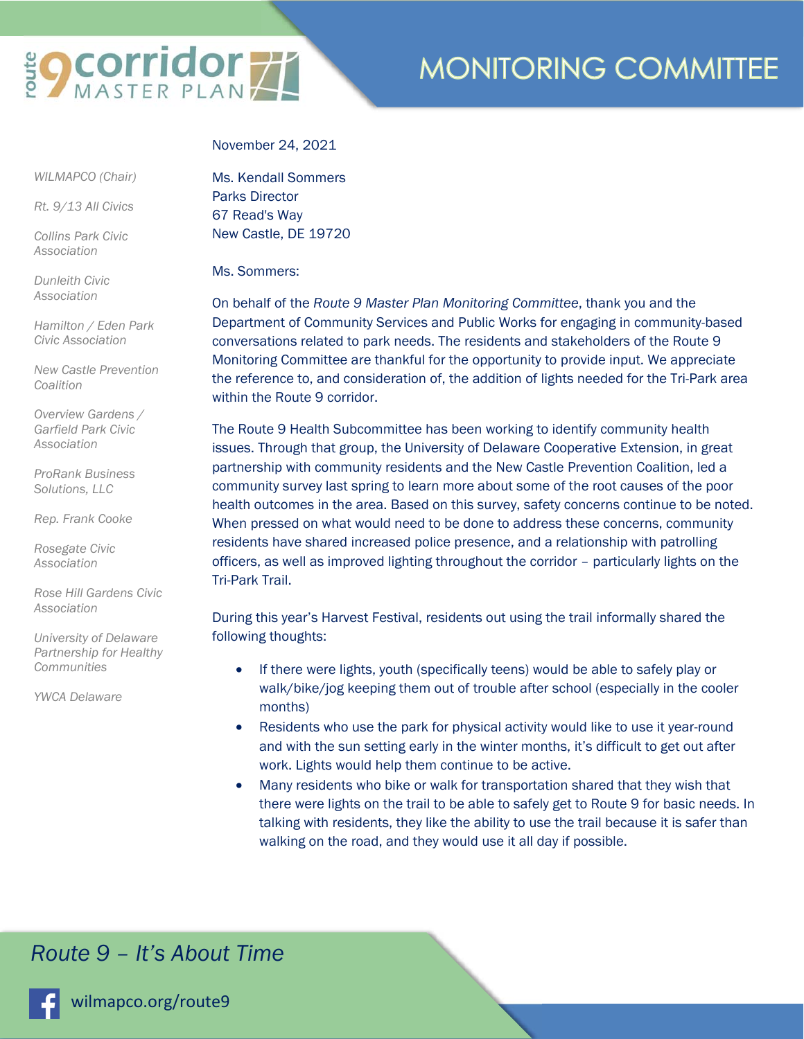# route 9 corridor MASTER PLAN

# MONITORING COMMITTEE

*WILMAPCO (Chair)*

*Rt. 9/13 All Civics*

*Collins Park Civic Association*

*Dunleith Civic Association*

*Hamilton / Eden Park Civic Association*

*New Castle Prevention Coalition*

*Overview Gardens / Garfield Park Civic Association*

*ProRank Business Solutions, LLC*

*Rep. Frank Cooke*

*Rosegate Civic Association*

*Rose Hill Gardens Civic Association*

*University of Delaware Partnership for Healthy Communities*

*YWCA Delaware*

November 24, 2021

Ms. Kendall Sommers
Parks Director
67 Read's Way
New Castle, DE 19720

Ms. Sommers:

On behalf of the *Route 9 Master Plan Monitoring Committee*, thank you and the Department of Community Services and Public Works for engaging in community-based conversations related to park needs. The residents and stakeholders of the Route 9 Monitoring Committee are thankful for the opportunity to provide input. We appreciate the reference to, and consideration of, the addition of lights needed for the Tri-Park area within the Route 9 corridor.

The Route 9 Health Subcommittee has been working to identify community health issues. Through that group, the University of Delaware Cooperative Extension, in great partnership with community residents and the New Castle Prevention Coalition, led a community survey last spring to learn more about some of the root causes of the poor health outcomes in the area. Based on this survey, safety concerns continue to be noted. When pressed on what would need to be done to address these concerns, community residents have shared increased police presence, and a relationship with patrolling officers, as well as improved lighting throughout the corridor – particularly lights on the Tri-Park Trail.

During this year's Harvest Festival, residents out using the trail informally shared the following thoughts:

- If there were lights, youth (specifically teens) would be able to safely play or walk/bike/jog keeping them out of trouble after school (especially in the cooler months)
- Residents who use the park for physical activity would like to use it year-round and with the sun setting early in the winter months, it's difficult to get out after work. Lights would help them continue to be active.
- Many residents who bike or walk for transportation shared that they wish that there were lights on the trail to be able to safely get to Route 9 for basic needs. In talking with residents, they like the ability to use the trail because it is safer than walking on the road, and they would use it all day if possible.

*Route 9 – It's About Time*

wilmapco.org/route9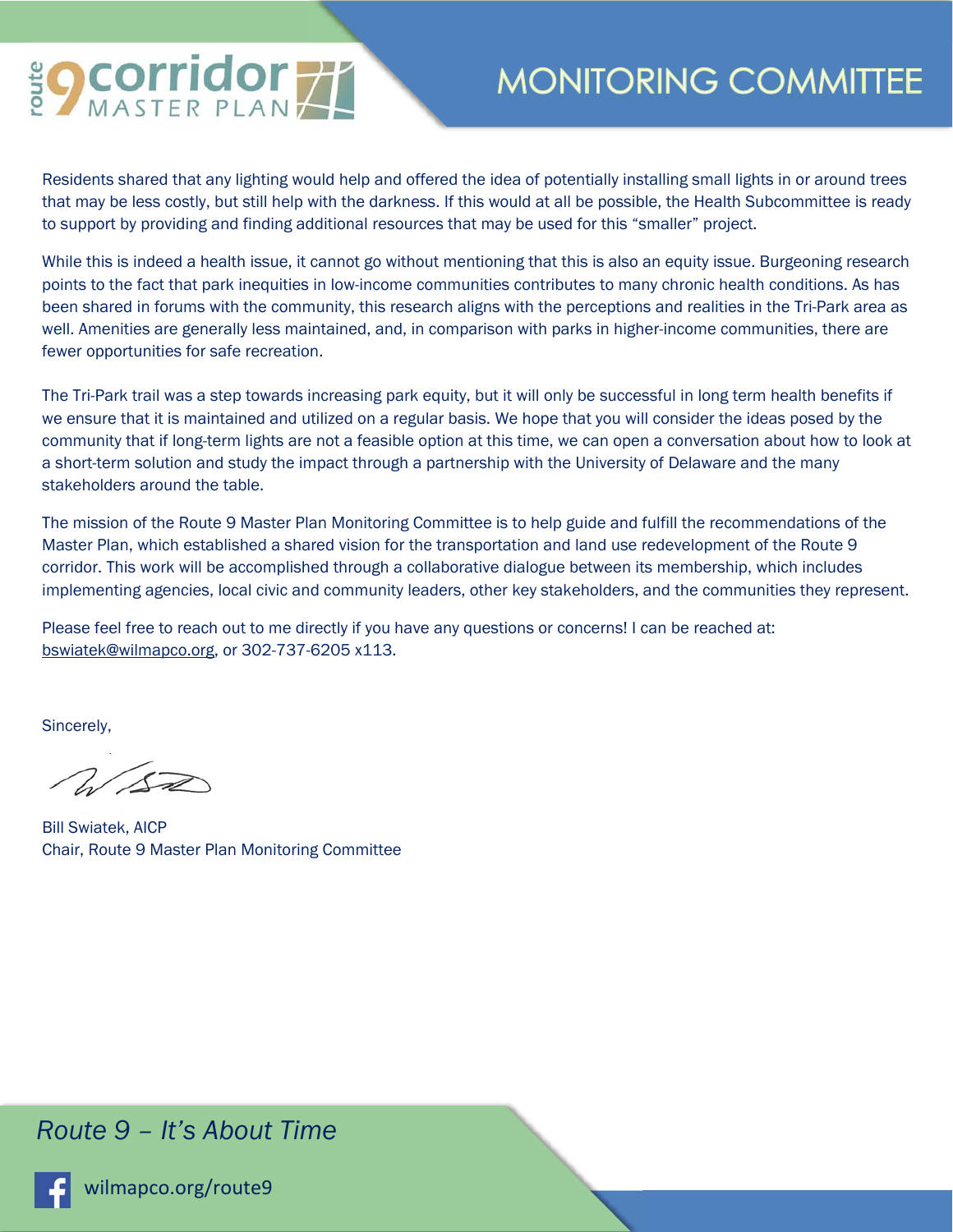Residents shared that any lighting would help and offered the idea of potentially installing small lights in or around trees that may be less costly, but still help with the darkness. If this would at all be possible, the Health Subcommittee is ready to support by providing and finding additional resources that may be used for this "smaller" project.

While this is indeed a health issue, it cannot go without mentioning that this is also an equity issue. Burgeoning research points to the fact that park inequities in low-income communities contributes to many chronic health conditions. As has been shared in forums with the community, this research aligns with the perceptions and realities in the Tri-Park area as well. Amenities are generally less maintained, and, in comparison with parks in higher-income communities, there are fewer opportunities for safe recreation.

The Tri-Park trail was a step towards increasing park equity, but it will only be successful in long term health benefits if we ensure that it is maintained and utilized on a regular basis. We hope that you will consider the ideas posed by the community that if long-term lights are not a feasible option at this time, we can open a conversation about how to look at a short-term solution and study the impact through a partnership with the University of Delaware and the many stakeholders around the table.

The mission of the Route 9 Master Plan Monitoring Committee is to help guide and fulfill the recommendations of the Master Plan, which established a shared vision for the transportation and land use redevelopment of the Route 9 corridor. This work will be accomplished through a collaborative dialogue between its membership, which includes implementing agencies, local civic and community leaders, other key stakeholders, and the communities they represent.

Please feel free to reach out to me directly if you have any questions or concerns! I can be reached at: bswiatek@wilmapco.org, or 302-737-6205 x113.

Sincerely,

Bill Swiatek, AICP
Chair, Route 9 Master Plan Monitoring Committee